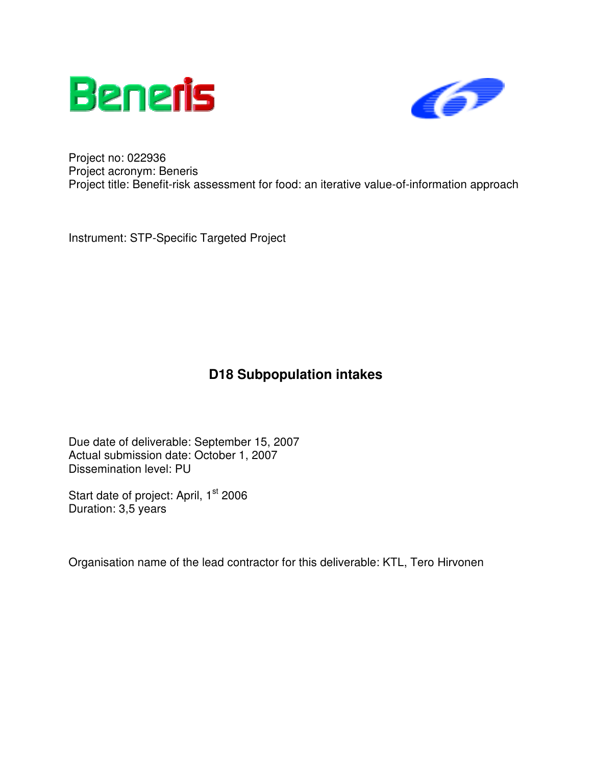Project no: 022936
Project acronym: Beneris
Project title: Benefit-risk assessment for food: an iterative value-of-information approach

Instrument: STP-Specific Targeted Project

# D18 Subpopulation intakes

Due date of deliverable: September 15, 2007
Actual submission date: October 1, 2007
Dissemination level: PU

Start date of project: April, 1st 2006
Duration: 3,5 years

Organisation name of the lead contractor for this deliverable: KTL, Tero Hirvonen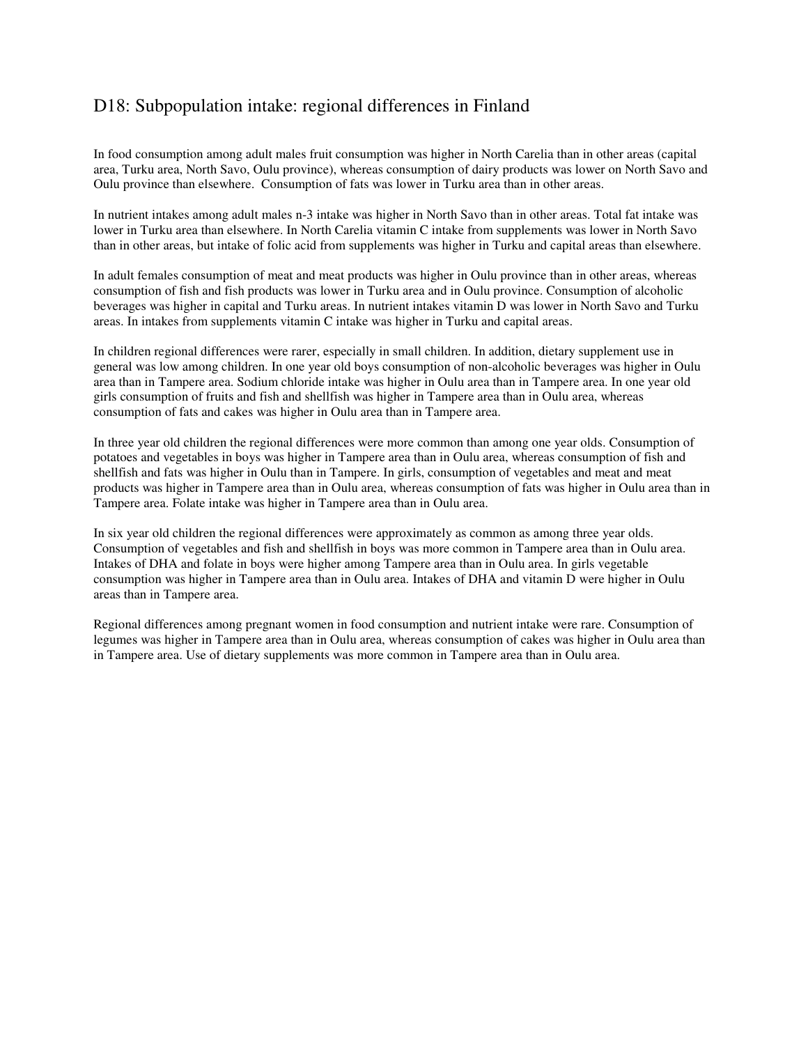## D18: Subpopulation intake: regional differences in Finland

In food consumption among adult males fruit consumption was higher in North Carelia than in other areas (capital area, Turku area, North Savo, Oulu province), whereas consumption of dairy products was lower on North Savo and Oulu province than elsewhere. Consumption of fats was lower in Turku area than in other areas.

In nutrient intakes among adult males n-3 intake was higher in North Savo than in other areas. Total fat intake was lower in Turku area than elsewhere. In North Carelia vitamin C intake from supplements was lower in North Savo than in other areas, but intake of folic acid from supplements was higher in Turku and capital areas than elsewhere.

In adult females consumption of meat and meat products was higher in Oulu province than in other areas, whereas consumption of fish and fish products was lower in Turku area and in Oulu province. Consumption of alcoholic beverages was higher in capital and Turku areas. In nutrient intakes vitamin D was lower in North Savo and Turku areas. In intakes from supplements vitamin C intake was higher in Turku and capital areas.

In children regional differences were rarer, especially in small children. In addition, dietary supplement use in general was low among children. In one year old boys consumption of non-alcoholic beverages was higher in Oulu area than in Tampere area. Sodium chloride intake was higher in Oulu area than in Tampere area. In one year old girls consumption of fruits and fish and shellfish was higher in Tampere area than in Oulu area, whereas consumption of fats and cakes was higher in Oulu area than in Tampere area.

In three year old children the regional differences were more common than among one year olds. Consumption of potatoes and vegetables in boys was higher in Tampere area than in Oulu area, whereas consumption of fish and shellfish and fats was higher in Oulu than in Tampere. In girls, consumption of vegetables and meat and meat products was higher in Tampere area than in Oulu area, whereas consumption of fats was higher in Oulu area than in Tampere area. Folate intake was higher in Tampere area than in Oulu area.

In six year old children the regional differences were approximately as common as among three year olds. Consumption of vegetables and fish and shellfish in boys was more common in Tampere area than in Oulu area. Intakes of DHA and folate in boys were higher among Tampere area than in Oulu area. In girls vegetable consumption was higher in Tampere area than in Oulu area. Intakes of DHA and vitamin D were higher in Oulu areas than in Tampere area.

Regional differences among pregnant women in food consumption and nutrient intake were rare. Consumption of legumes was higher in Tampere area than in Oulu area, whereas consumption of cakes was higher in Oulu area than in Tampere area. Use of dietary supplements was more common in Tampere area than in Oulu area.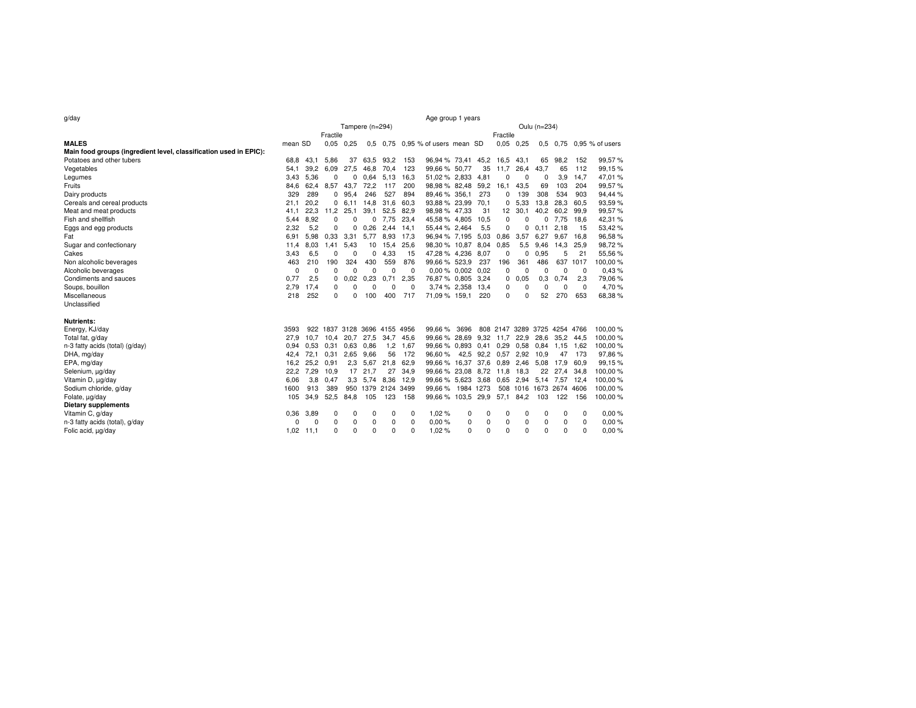g/day

| | Age group 1 years | | | | | | | | | | | | | | | |
|---|---|---|---|---|---|---|---|---|---|---|---|---|---|---|---|---|
| | Tampere (n=294) | | | | | | | | Oulu (n=234) | | | | | | | |
| | | | Fractile | | | | | | | | Fractile | | | | | |
| **MALES** | mean | SD | 0,05 | 0,25 | 0,5 | 0,75 | 0,95 | % of users | mean | SD | 0,05 | 0,25 | 0,5 | 0,75 | 0,95 | % of users |
| **Main food groups (ingredient level, classification used in EPIC):** | | | | | | | | | | | | | | | | |
| Potatoes and other tubers | 68,8 | 43,1 | 5,86 | 37 | 63,5 | 93,2 | 153 | 96,94 % | 73,41 | 45,2 | 16,5 | 43,1 | 65 | 98,2 | 152 | 99,57 % |
| Vegetables | 54,1 | 39,2 | 6,09 | 27,5 | 46,8 | 70,4 | 123 | 99,66 % | 50,77 | 35 | 11,7 | 26,4 | 43,7 | 65 | 112 | 99,15 % |
| Legumes | 3,43 | 5,36 | 0 | 0 | 0,64 | 5,13 | 16,3 | 51,02 % | 2,833 | 4,81 | 0 | 0 | 0 | 3,9 | 14,7 | 47,01 % |
| Fruits | 84,6 | 62,4 | 8,57 | 43,7 | 72,2 | 117 | 200 | 98,98 % | 82,48 | 59,2 | 16,1 | 43,5 | 69 | 103 | 204 | 99,57 % |
| Dairy products | 329 | 289 | 0 | 95,4 | 246 | 527 | 894 | 89,46 % | 356,1 | 273 | 0 | 139 | 308 | 534 | 903 | 94,44 % |
| Cereals and cereal products | 21,1 | 20,2 | 0 | 6,11 | 14,8 | 31,6 | 60,3 | 93,88 % | 23,99 | 70,1 | 0 | 5,33 | 13,8 | 28,3 | 60,5 | 93,59 % |
| Meat and meat products | 41,1 | 22,3 | 11,2 | 25,1 | 39,1 | 52,5 | 82,9 | 98,98 % | 47,33 | 31 | 12 | 30,1 | 40,2 | 60,2 | 99,9 | 99,57 % |
| Fish and shellfish | 5,44 | 8,92 | 0 | 0 | 0 | 7,75 | 23,4 | 45,58 % | 4,805 | 10,5 | 0 | 0 | 0 | 7,75 | 18,6 | 42,31 % |
| Eggs and egg products | 2,32 | 5,2 | 0 | 0 | 0,26 | 2,44 | 14,1 | 55,44 % | 2,464 | 5,5 | 0 | 0 | 0,11 | 2,18 | 15 | 53,42 % |
| Fat | 6,91 | 5,98 | 0,33 | 3,31 | 5,77 | 8,93 | 17,3 | 96,94 % | 7,195 | 5,03 | 0,86 | 3,57 | 6,27 | 9,67 | 16,8 | 96,58 % |
| Sugar and confectionary | 11,4 | 8,03 | 1,41 | 5,43 | 10 | 15,4 | 25,6 | 98,30 % | 10,87 | 8,04 | 0,85 | 5,5 | 9,46 | 14,3 | 25,9 | 98,72 % |
| Cakes | 3,43 | 6,5 | 0 | 0 | 0 | 4,33 | 15 | 47,28 % | 4,236 | 8,07 | 0 | 0 | 0,95 | 5 | 21 | 55,56 % |
| Non alcoholic beverages | 463 | 210 | 190 | 324 | 430 | 559 | 876 | 99,66 % | 523,9 | 237 | 196 | 361 | 486 | 637 | 1017 | 100,00 % |
| Alcoholic beverages | 0 | 0 | 0 | 0 | 0 | 0 | 0 | 0,00 % | 0,002 | 0,02 | 0 | 0 | 0 | 0 | 0 | 0,43 % |
| Condiments and sauces | 0,77 | 2,5 | 0 | 0,02 | 0,23 | 0,71 | 2,35 | 76,87 % | 0,805 | 3,24 | 0 | 0,05 | 0,3 | 0,74 | 2,3 | 79,06 % |
| Soups, bouillon | 2,79 | 17,4 | 0 | 0 | 0 | 0 | 0 | 3,74 % | 2,358 | 13,4 | 0 | 0 | 0 | 0 | 0 | 4,70 % |
| Miscellaneous | 218 | 252 | 0 | 0 | 100 | 400 | 717 | 71,09 % | 159,1 | 220 | 0 | 0 | 52 | 270 | 653 | 68,38 % |
| Unclassified | | | | | | | | | | | | | | | | |
| | | | | | | | | | | | | | | | | |
| **Nutrients:** | | | | | | | | | | | | | | | | |
| Energy, KJ/day | 3593 | 922 | 1837 | 3128 | 3696 | 4155 | 4956 | 99,66 % | 3696 | 808 | 2147 | 3289 | 3725 | 4254 | 4766 | 100,00 % |
| Total fat, g/day | 27,9 | 10,7 | 10,4 | 20,7 | 27,5 | 34,7 | 45,6 | 99,66 % | 28,69 | 9,32 | 11,7 | 22,9 | 28,6 | 35,2 | 44,5 | 100,00 % |
| n-3 fatty acids (total) (g/day) | 0,94 | 0,53 | 0,31 | 0,63 | 0,86 | 1,2 | 1,67 | 99,66 % | 0,893 | 0,41 | 0,29 | 0,58 | 0,84 | 1,15 | 1,62 | 100,00 % |
| DHA, mg/day | 42,4 | 72,1 | 0,31 | 2,65 | 9,66 | 56 | 172 | 96,60 % | 42,5 | 92,2 | 0,57 | 2,92 | 10,9 | 47 | 173 | 97,86 % |
| EPA, mg/day | 16,2 | 25,2 | 0,91 | 2,3 | 5,67 | 21,8 | 62,9 | 99,66 % | 16,37 | 37,6 | 0,89 | 2,46 | 5,08 | 17,9 | 60,9 | 99,15 % |
| Selenium, µg/day | 22,2 | 7,29 | 10,9 | 17 | 21,7 | 27 | 34,9 | 99,66 % | 23,08 | 8,72 | 11,8 | 18,3 | 22 | 27,4 | 34,8 | 100,00 % |
| Vitamin D, µg/day | 6,06 | 3,8 | 0,47 | 3,3 | 5,74 | 8,36 | 12,9 | 99,66 % | 5,623 | 3,68 | 0,65 | 2,94 | 5,14 | 7,57 | 12,4 | 100,00 % |
| Sodium chloride, g/day | 1600 | 913 | 389 | 950 | 1379 | 2124 | 3499 | 99,66 % | 1984 | 1273 | 508 | 1016 | 1673 | 2674 | 4606 | 100,00 % |
| Folate, µg/day | 105 | 34,9 | 52,5 | 84,8 | 105 | 123 | 158 | 99,66 % | 103,5 | 29,9 | 57,1 | 84,2 | 103 | 122 | 156 | 100,00 % |
| **Dietary supplements** | | | | | | | | | | | | | | | | |
| Vitamin C, g/day | 0,36 | 3,89 | 0 | 0 | 0 | 0 | 0 | 1,02 % | 0 | 0 | 0 | 0 | 0 | 0 | 0 | 0,00 % |
| n-3 fatty acids (total), g/day | 0 | 0 | 0 | 0 | 0 | 0 | 0 | 0,00 % | 0 | 0 | 0 | 0 | 0 | 0 | 0 | 0,00 % |
| Folic acid, µg/day | 1,02 | 11,1 | 0 | 0 | 0 | 0 | 0 | 1,02 % | 0 | 0 | 0 | 0 | 0 | 0 | 0 | 0,00 % |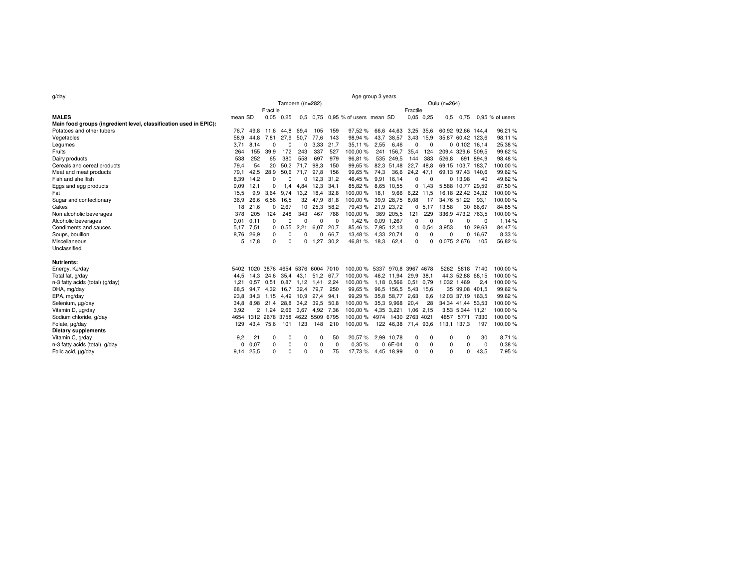g/day

| | Age group 3 years | | | | | | | | | | | | | | | | |
|---|---|---|---|---|---|---|---|---|---|---|---|---|---|---|---|---|---|
| | Tampere ((n=282) | | | | | | | | Oulu (n=264) | | | | | | | | |
| | | | Fractile | | | | | | | | Fractile | | | | | | |
| **MALES** | mean | SD | 0,05 | 0,25 | 0,5 | 0,75 | 0,95 | % of users | mean | SD | 0,05 | 0,25 | 0,5 | 0,75 | 0,95 | % of users |
| **Main food groups (ingredient level, classification used in EPIC):** | | | | | | | | | | | | | | | | |
| Potatoes and other tubers | 76,7 | 49,8 | 11,6 | 44,8 | 69,4 | 105 | 159 | 97,52 % | 66,6 | 44,63 | 3,25 | 35,6 | 60,92 | 92,66 | 144,4 | 96,21 % |
| Vegetables | 58,9 | 44,8 | 7,81 | 27,9 | 50,7 | 77,6 | 143 | 98,94 % | 43,7 | 38,57 | 3,43 | 15,9 | 35,87 | 60,42 | 123,6 | 98,11 % |
| Legumes | 3,71 | 8,14 | 0 | 0 | 0 | 3,33 | 21,7 | 35,11 % | 2,55 | 6,46 | 0 | 0 | 0 | 0,102 | 16,14 | 25,38 % |
| Fruits | 264 | 155 | 39,9 | 172 | 243 | 337 | 527 | 100,00 % | 241 | 156,7 | 35,4 | 124 | 209,4 | 329,6 | 509,5 | 99,62 % |
| Dairy products | 538 | 252 | 65 | 380 | 558 | 697 | 979 | 96,81 % | 535 | 249,5 | 144 | 383 | 526,8 | 691 | 894,9 | 98,48 % |
| Cereals and cereal products | 79,4 | 54 | 20 | 50,2 | 71,7 | 98,3 | 150 | 99,65 % | 82,3 | 51,48 | 22,7 | 48,8 | 69,15 | 103,7 | 183,7 | 100,00 % |
| Meat and meat products | 79,1 | 42,5 | 28,9 | 50,6 | 71,7 | 97,8 | 156 | 99,65 % | 74,3 | 36,6 | 24,2 | 47,1 | 69,13 | 97,43 | 140,6 | 99,62 % |
| Fish and shellfish | 8,39 | 14,2 | 0 | 0 | 0 | 12,3 | 31,2 | 46,45 % | 9,91 | 16,14 | 0 | 0 | 0 | 13,98 | 40 | 49,62 % |
| Eggs and egg products | 9,09 | 12,1 | 0 | 1,4 | 4,84 | 12,3 | 34,1 | 85,82 % | 8,65 | 10,55 | 0 | 1,43 | 5,588 | 10,77 | 29,59 | 87,50 % |
| Fat | 15,5 | 9,9 | 3,64 | 9,74 | 13,2 | 18,4 | 32,8 | 100,00 % | 18,1 | 9,66 | 6,22 | 11,5 | 16,18 | 22,42 | 34,32 | 100,00 % |
| Sugar and confectionary | 36,9 | 26,6 | 6,56 | 16,5 | 32 | 47,9 | 81,8 | 100,00 % | 39,9 | 28,75 | 8,08 | 17 | 34,76 | 51,22 | 93,1 | 100,00 % |
| Cakes | 18 | 21,6 | 0 | 2,67 | 10 | 25,3 | 58,2 | 79,43 % | 21,9 | 23,72 | 0 | 5,17 | 13,58 | 30 | 66,67 | 84,85 % |
| Non alcoholic beverages | 378 | 205 | 124 | 248 | 343 | 467 | 788 | 100,00 % | 369 | 205,5 | 121 | 229 | 336,9 | 473,2 | 763,5 | 100,00 % |
| Alcoholic beverages | 0,01 | 0,11 | 0 | 0 | 0 | 0 | 0 | 1,42 % | 0,09 | 1,267 | 0 | 0 | 0 | 0 | 0 | 1,14 % |
| Condiments and sauces | 5,17 | 7,51 | 0 | 0,55 | 2,21 | 6,07 | 20,7 | 85,46 % | 7,95 | 12,13 | 0 | 0,54 | 3,953 | 10 | 29,63 | 84,47 % |
| Soups, bouillon | 8,76 | 26,9 | 0 | 0 | 0 | 0 | 66,7 | 13,48 % | 4,33 | 20,74 | 0 | 0 | 0 | 0 | 16,67 | 8,33 % |
| Miscellaneous | 5 | 17,8 | 0 | 0 | 0 | 1,27 | 30,2 | 46,81 % | 18,3 | 62,4 | 0 | 0 | 0,075 | 2,676 | 105 | 56,82 % |
| Unclassified | | | | | | | | | | | | | | | | |
| | | | | | | | | | | | | | | | | |
| **Nutrients:** | | | | | | | | | | | | | | | | |
| Energy, KJ/day | 5402 | 1020 | 3876 | 4654 | 5376 | 6004 | 7010 | 100,00 % | 5337 | 970,8 | 3967 | 4678 | 5262 | 5818 | 7140 | 100,00 % |
| Total fat, g/day | 44,5 | 14,3 | 24,6 | 35,4 | 43,1 | 51,2 | 67,7 | 100,00 % | 46,2 | 11,94 | 29,9 | 38,1 | 44,3 | 52,88 | 68,15 | 100,00 % |
| n-3 fatty acids (total) (g/day) | 1,21 | 0,57 | 0,51 | 0,87 | 1,12 | 1,41 | 2,24 | 100,00 % | 1,18 | 0,566 | 0,51 | 0,79 | 1,032 | 1,469 | 2,4 | 100,00 % |
| DHA, mg/day | 68,5 | 94,7 | 4,32 | 16,7 | 32,4 | 79,7 | 250 | 99,65 % | 96,5 | 156,5 | 5,43 | 15,6 | 35 | 99,08 | 401,5 | 99,62 % |
| EPA, mg/day | 23,8 | 34,3 | 1,15 | 4,49 | 10,9 | 27,4 | 94,1 | 99,29 % | 35,8 | 58,77 | 2,63 | 6,6 | 12,03 | 37,19 | 163,5 | 99,62 % |
| Selenium, µg/day | 34,8 | 8,98 | 21,4 | 28,8 | 34,2 | 39,5 | 50,8 | 100,00 % | 35,3 | 9,968 | 20,4 | 28 | 34,34 | 41,44 | 53,53 | 100,00 % |
| Vitamin D, µg/day | 3,92 | 2 | 1,24 | 2,66 | 3,67 | 4,92 | 7,36 | 100,00 % | 4,35 | 3,221 | 1,06 | 2,15 | 3,53 | 5,344 | 11,21 | 100,00 % |
| Sodium chloride, g/day | 4654 | 1312 | 2678 | 3758 | 4622 | 5509 | 6795 | 100,00 % | 4974 | 1430 | 2763 | 4021 | 4857 | 5771 | 7330 | 100,00 % |
| Folate, µg/day | 129 | 43,4 | 75,6 | 101 | 123 | 148 | 210 | 100,00 % | 122 | 46,38 | 71,4 | 93,6 | 113,1 | 137,3 | 197 | 100,00 % |
| **Dietary supplements** | | | | | | | | | | | | | | | | |
| Vitamin C, g/day | 9,2 | 21 | 0 | 0 | 0 | 0 | 50 | 20,57 % | 2,99 | 10,78 | 0 | 0 | 0 | 0 | 30 | 8,71 % |
| n-3 fatty acids (total), g/day | 0 | 0,07 | 0 | 0 | 0 | 0 | 0 | 0,35 % | 0 | 6E-04 | 0 | 0 | 0 | 0 | 0 | 0,38 % |
| Folic acid, µg/day | 9,14 | 25,5 | 0 | 0 | 0 | 0 | 75 | 17,73 % | 4,45 | 18,99 | 0 | 0 | 0 | 0 | 43,5 | 7,95 % |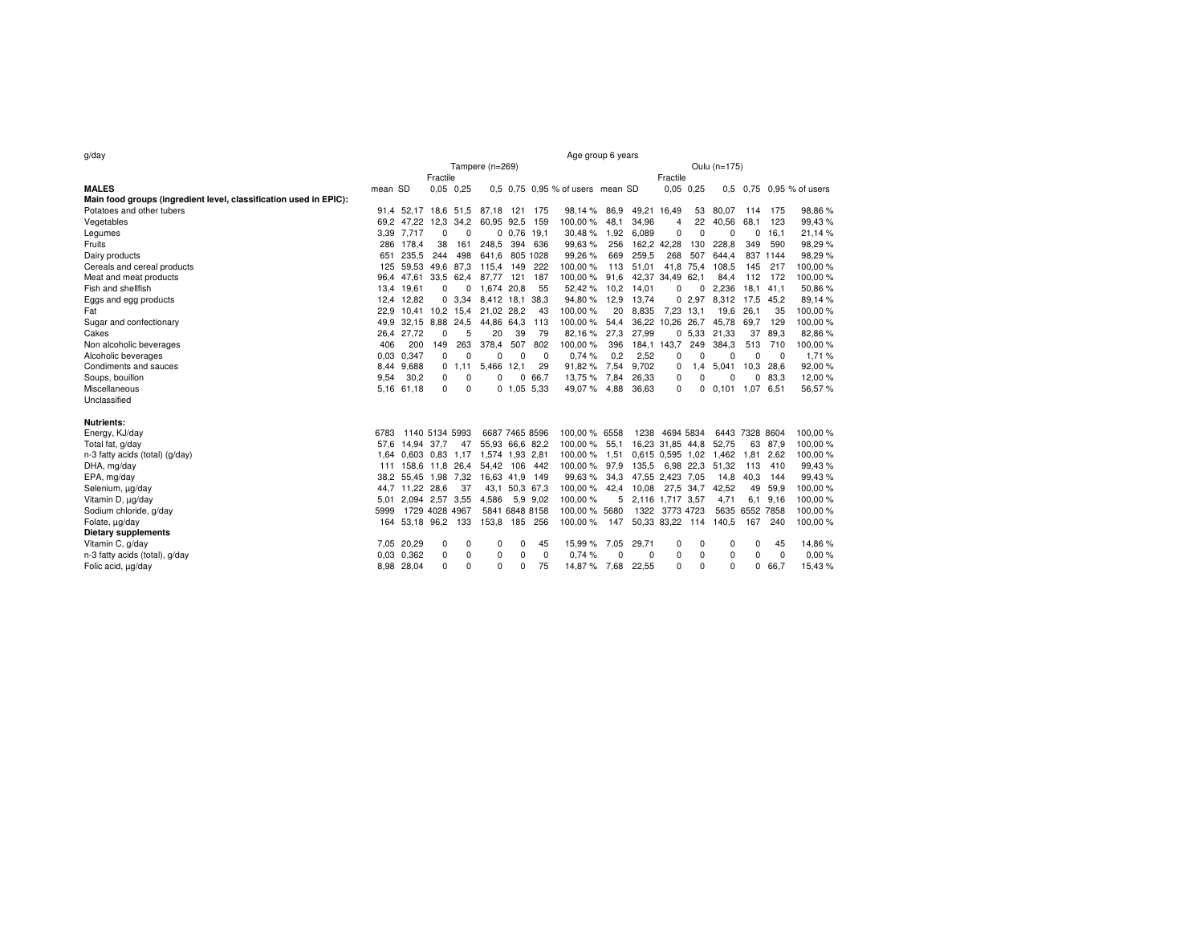g/day

| | Age group 6 years | | | | | | | | | | | | | | | | |
|---|---|---|---|---|---|---|---|---|---|---|---|---|---|---|---|---|---|
| | Tampere (n=269) | | | | | | | | Oulu (n=175) | | | | | | | | |
| | | | Fractile | | | | | | | | Fractile | | | | | | |
| **MALES** | mean | SD | 0,05 | 0,25 | 0,5 | 0,75 | 0,95 | % of users | mean | SD | 0,05 | 0,25 | 0,5 | 0,75 | 0,95 | % of users | |
| **Main food groups (ingredient level, classification used in EPIC):** | | | | | | | | | | | | | | | | | |
| Potatoes and other tubers | 91,4 | 52,17 | 18,6 | 51,5 | 87,18 | 121 | 175 | 98,14 % | 86,9 | 49,21 | 16,49 | 53 | 80,07 | 114 | 175 | 98,86 % | |
| Vegetables | 69,2 | 47,22 | 12,3 | 34,2 | 60,95 | 92,5 | 159 | 100,00 % | 48,1 | 34,96 | 4 | 22 | 40,56 | 68,1 | 123 | 99,43 % | |
| Legumes | 3,39 | 7,717 | 0 | 0 | 0 | 0,76 | 19,1 | 30,48 % | 1,92 | 6,089 | 0 | 0 | 0 | 0 | 16,1 | 21,14 % | |
| Fruits | 286 | 178,4 | 38 | 161 | 248,5 | 394 | 636 | 99,63 % | 256 | 162,2 | 42,28 | 130 | 228,8 | 349 | 590 | 98,29 % | |
| Dairy products | 651 | 235,5 | 244 | 498 | 641,6 | 805 | 1028 | 99,26 % | 669 | 259,5 | 268 | 507 | 644,4 | 837 | 1144 | 98,29 % | |
| Cereals and cereal products | 125 | 59,53 | 49,6 | 87,3 | 115,4 | 149 | 222 | 100,00 % | 113 | 51,01 | 41,8 | 75,4 | 108,5 | 145 | 217 | 100,00 % | |
| Meat and meat products | 96,4 | 47,61 | 33,5 | 62,4 | 87,77 | 121 | 187 | 100,00 % | 91,6 | 42,37 | 34,49 | 62,1 | 84,4 | 112 | 172 | 100,00 % | |
| Fish and shellfish | 13,4 | 19,61 | 0 | 0 | 1,674 | 20,8 | 55 | 52,42 % | 10,2 | 14,01 | 0 | 0 | 2,236 | 18,1 | 41,1 | 50,86 % | |
| Eggs and egg products | 12,4 | 12,82 | 0 | 3,34 | 8,412 | 18,1 | 38,3 | 94,80 % | 12,9 | 13,74 | 0 | 2,97 | 8,312 | 17,5 | 45,2 | 89,14 % | |
| Fat | 22,9 | 10,41 | 10,2 | 15,4 | 21,02 | 28,2 | 43 | 100,00 % | 20 | 8,835 | 7,23 | 13,1 | 19,6 | 26,1 | 35 | 100,00 % | |
| Sugar and confectionary | 49,9 | 32,15 | 8,88 | 24,5 | 44,86 | 64,3 | 113 | 100,00 % | 54,4 | 36,22 | 10,26 | 26,7 | 45,78 | 69,7 | 129 | 100,00 % | |
| Cakes | 26,4 | 27,72 | 0 | 5 | 20 | 39 | 79 | 82,16 % | 27,3 | 27,99 | 0 | 5,33 | 21,33 | 37 | 89,3 | 82,86 % | |
| Non alcoholic beverages | 406 | 200 | 149 | 263 | 378,4 | 507 | 802 | 100,00 % | 396 | 184,1 | 143,7 | 249 | 384,3 | 513 | 710 | 100,00 % | |
| Alcoholic beverages | 0,03 | 0,347 | 0 | 0 | 0 | 0 | 0 | 0,74 % | 0,2 | 2,52 | 0 | 0 | 0 | 0 | 0 | 1,71 % | |
| Condiments and sauces | 8,44 | 9,688 | 0 | 1,11 | 5,466 | 12,1 | 29 | 91,82 % | 7,54 | 9,702 | 0 | 1,4 | 5,041 | 10,3 | 28,6 | 92,00 % | |
| Soups, bouillon | 9,54 | 30,2 | 0 | 0 | 0 | 0 | 66,7 | 13,75 % | 7,84 | 26,33 | 0 | 0 | 0 | 0 | 83,3 | 12,00 % | |
| Miscellaneous | 5,16 | 61,18 | 0 | 0 | 0 | 1,05 | 5,33 | 49,07 % | 4,88 | 36,63 | 0 | 0 | 0,101 | 1,07 | 6,51 | 56,57 % | |
| Unclassified | | | | | | | | | | | | | | | | | |
| | | | | | | | | | | | | | | | | | |
| **Nutrients:** | | | | | | | | | | | | | | | | | |
| Energy, KJ/day | 6783 | 1140 | 5134 | 5993 | 6687 | 7465 | 8596 | 100,00 % | 6558 | 1238 | 4694 | 5834 | 6443 | 7328 | 8604 | 100,00 % | |
| Total fat, g/day | 57,6 | 14,94 | 37,7 | 47 | 55,93 | 66,6 | 82,2 | 100,00 % | 55,1 | 16,23 | 31,85 | 44,8 | 52,75 | 63 | 87,9 | 100,00 % | |
| n-3 fatty acids (total) (g/day) | 1,64 | 0,603 | 0,83 | 1,17 | 1,574 | 1,93 | 2,81 | 100,00 % | 1,51 | 0,615 | 0,595 | 1,02 | 1,462 | 1,81 | 2,62 | 100,00 % | |
| DHA, mg/day | 111 | 158,6 | 11,8 | 26,4 | 54,42 | 106 | 442 | 100,00 % | 97,9 | 135,5 | 6,98 | 22,3 | 51,32 | 113 | 410 | 99,43 % | |
| EPA, mg/day | 38,2 | 55,45 | 1,98 | 7,32 | 16,63 | 41,9 | 149 | 99,63 % | 34,3 | 47,55 | 2,423 | 7,05 | 14,8 | 40,3 | 144 | 99,43 % | |
| Selenium, µg/day | 44,7 | 11,22 | 28,6 | 37 | 43,1 | 50,3 | 67,3 | 100,00 % | 42,4 | 10,08 | 27,5 | 34,7 | 42,52 | 49 | 59,9 | 100,00 % | |
| Vitamin D, µg/day | 5,01 | 2,094 | 2,57 | 3,55 | 4,586 | 5,9 | 9,02 | 100,00 % | 5 | 2,116 | 1,717 | 3,57 | 4,71 | 6,1 | 9,16 | 100,00 % | |
| Sodium chloride, g/day | 5999 | 1729 | 4028 | 4967 | 5841 | 6848 | 8158 | 100,00 % | 5680 | 1322 | 3773 | 4723 | 5635 | 6552 | 7858 | 100,00 % | |
| Folate, µg/day | 164 | 53,18 | 96,2 | 133 | 153,8 | 185 | 256 | 100,00 % | 147 | 50,33 | 83,22 | 114 | 140,5 | 167 | 240 | 100,00 % | |
| **Dietary supplements** | | | | | | | | | | | | | | | | | |
| Vitamin C, g/day | 7,05 | 20,29 | 0 | 0 | 0 | 0 | 45 | 15,99 % | 7,05 | 29,71 | 0 | 0 | 0 | 0 | 45 | 14,86 % | |
| n-3 fatty acids (total), g/day | 0,03 | 0,362 | 0 | 0 | 0 | 0 | 0 | 0,74 % | 0 | 0 | 0 | 0 | 0 | 0 | 0 | 0,00 % | |
| Folic acid, µg/day | 8,98 | 28,04 | 0 | 0 | 0 | 0 | 75 | 14,87 % | 7,68 | 22,55 | 0 | 0 | 0 | 0 | 66,7 | 15,43 % | |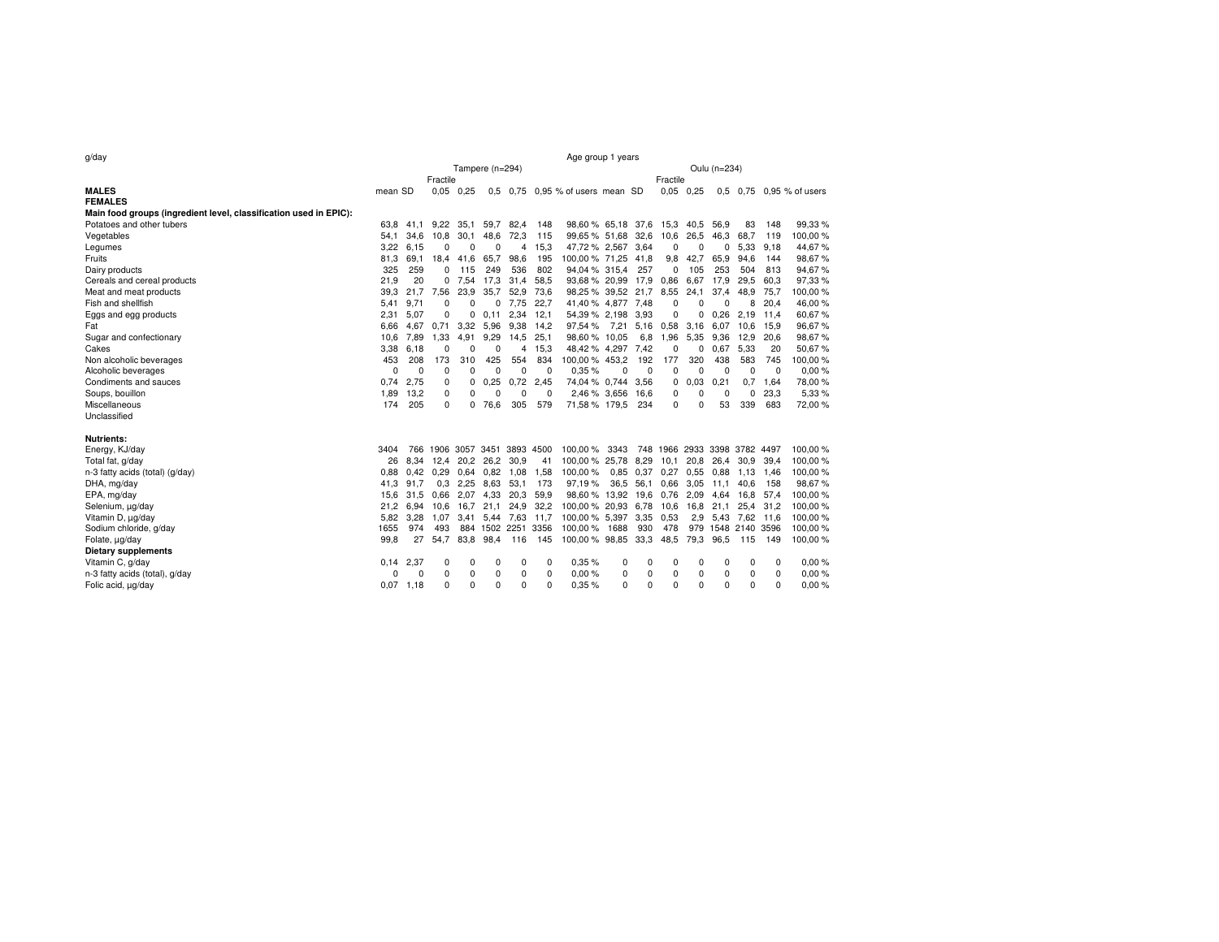g/day

| | Age group 1 years | | | | | | | | | | | | | | | | | |
|---|---|---|---|---|---|---|---|---|---|---|---|---|---|---|---|---|---|---|
| | Tampere (n=294) | | | | | | | | | Oulu (n=234) | | | | | | | | |
| | | | Fractile | | | | | | | | | Fractile | | | | | | |
| **MALES** | mean | SD | 0,05 | 0,25 | 0,5 | 0,75 | 0,95 | % of users | | mean | SD | 0,05 | 0,25 | 0,5 | 0,75 | 0,95 | % of users | |
| **FEMALES** | | | | | | | | | | | | | | | | | | |
| **Main food groups (ingredient level, classification used in EPIC):** | | | | | | | | | | | | | | | | | | |
| Potatoes and other tubers | 63,8 | 41,1 | 9,22 | 35,1 | 59,7 | 82,4 | 148 | 98,60 % | | 65,18 | 37,6 | 15,3 | 40,5 | 56,9 | 83 | 148 | 99,33 % | |
| Vegetables | 54,1 | 34,6 | 10,8 | 30,1 | 48,6 | 72,3 | 115 | 99,65 % | | 51,68 | 32,6 | 10,6 | 26,5 | 46,3 | 68,7 | 119 | 100,00 % | |
| Legumes | 3,22 | 6,15 | 0 | 0 | 0 | 4 | 15,3 | 47,72 % | | 2,567 | 3,64 | 0 | 0 | 0 | 5,33 | 9,18 | 44,67 % | |
| Fruits | 81,3 | 69,1 | 18,4 | 41,6 | 65,7 | 98,6 | 195 | 100,00 % | | 71,25 | 41,8 | 9,8 | 42,7 | 65,9 | 94,6 | 144 | 98,67 % | |
| Dairy products | 325 | 259 | 0 | 115 | 249 | 536 | 802 | 94,04 % | | 315,4 | 257 | 0 | 105 | 253 | 504 | 813 | 94,67 % | |
| Cereals and cereal products | 21,9 | 20 | 0 | 7,54 | 17,3 | 31,4 | 58,5 | 93,68 % | | 20,99 | 17,9 | 0,86 | 6,67 | 17,9 | 29,5 | 60,3 | 97,33 % | |
| Meat and meat products | 39,3 | 21,7 | 7,56 | 23,9 | 35,7 | 52,9 | 73,6 | 98,25 % | | 39,52 | 21,7 | 8,55 | 24,1 | 37,4 | 48,9 | 75,7 | 100,00 % | |
| Fish and shellfish | 5,41 | 9,71 | 0 | 0 | 0 | 7,75 | 22,7 | 41,40 % | | 4,877 | 7,48 | 0 | 0 | 0 | 8 | 20,4 | 46,00 % | |
| Eggs and egg products | 2,31 | 5,07 | 0 | 0 | 0,11 | 2,34 | 12,1 | 54,39 % | | 2,198 | 3,93 | 0 | 0 | 0,26 | 2,19 | 11,4 | 60,67 % | |
| Fat | 6,66 | 4,67 | 0,71 | 3,32 | 5,96 | 9,38 | 14,2 | 97,54 % | | 7,21 | 5,16 | 0,58 | 3,16 | 6,07 | 10,6 | 15,9 | 96,67 % | |
| Sugar and confectionary | 10,6 | 7,89 | 1,33 | 4,91 | 9,29 | 14,5 | 25,1 | 98,60 % | | 10,05 | 6,8 | 1,96 | 5,35 | 9,36 | 12,9 | 20,6 | 98,67 % | |
| Cakes | 3,38 | 6,18 | 0 | 0 | 0 | 4 | 15,3 | 48,42 % | | 4,297 | 7,42 | 0 | 0 | 0,67 | 5,33 | 20 | 50,67 % | |
| Non alcoholic beverages | 453 | 208 | 173 | 310 | 425 | 554 | 834 | 100,00 % | | 453,2 | 192 | 177 | 320 | 438 | 583 | 745 | 100,00 % | |
| Alcoholic beverages | 0 | 0 | 0 | 0 | 0 | 0 | 0 | 0,35 % | | 0 | 0 | 0 | 0 | 0 | 0 | 0 | 0,00 % | |
| Condiments and sauces | 0,74 | 2,75 | 0 | 0 | 0,25 | 0,72 | 2,45 | 74,04 % | | 0,744 | 3,56 | 0 | 0,03 | 0,21 | 0,7 | 1,64 | 78,00 % | |
| Soups, bouillon | 1,89 | 13,2 | 0 | 0 | 0 | 0 | 0 | 2,46 % | | 3,656 | 16,6 | 0 | 0 | 0 | 0 | 23,3 | 5,33 % | |
| Miscellaneous | 174 | 205 | 0 | 0 | 76,6 | 305 | 579 | 71,58 % | | 179,5 | 234 | 0 | 0 | 53 | 339 | 683 | 72,00 % | |
| Unclassified | | | | | | | | | | | | | | | | | | |
| | | | | | | | | | | | | | | | | | | |
| **Nutrients:** | | | | | | | | | | | | | | | | | | |
| Energy, KJ/day | 3404 | 766 | 1906 | 3057 | 3451 | 3893 | 4500 | 100,00 % | | 3343 | 748 | 1966 | 2933 | 3398 | 3782 | 4497 | 100,00 % | |
| Total fat, g/day | 26 | 8,34 | 12,4 | 20,2 | 26,2 | 30,9 | 41 | 100,00 % | | 25,78 | 8,29 | 10,1 | 20,8 | 26,4 | 30,9 | 39,4 | 100,00 % | |
| n-3 fatty acids (total) (g/day) | 0,88 | 0,42 | 0,29 | 0,64 | 0,82 | 1,08 | 1,58 | 100,00 % | | 0,85 | 0,37 | 0,27 | 0,55 | 0,88 | 1,13 | 1,46 | 100,00 % | |
| DHA, mg/day | 41,3 | 91,7 | 0,3 | 2,25 | 8,63 | 53,1 | 173 | 97,19 % | | 36,5 | 56,1 | 0,66 | 3,05 | 11,1 | 40,6 | 158 | 98,67 % | |
| EPA, mg/day | 15,6 | 31,5 | 0,66 | 2,07 | 4,33 | 20,3 | 59,9 | 98,60 % | | 13,92 | 19,6 | 0,76 | 2,09 | 4,64 | 16,8 | 57,4 | 100,00 % | |
| Selenium, µg/day | 21,2 | 6,94 | 10,6 | 16,7 | 21,1 | 24,9 | 32,2 | 100,00 % | | 20,93 | 6,78 | 10,6 | 16,8 | 21,1 | 25,4 | 31,2 | 100,00 % | |
| Vitamin D, µg/day | 5,82 | 3,28 | 1,07 | 3,41 | 5,44 | 7,63 | 11,7 | 100,00 % | | 5,397 | 3,35 | 0,53 | 2,9 | 5,43 | 7,62 | 11,6 | 100,00 % | |
| Sodium chloride, g/day | 1655 | 974 | 493 | 884 | 1502 | 2251 | 3356 | 100,00 % | | 1688 | 930 | 478 | 979 | 1548 | 2140 | 3596 | 100,00 % | |
| Folate, µg/day | 99,8 | 27 | 54,7 | 83,8 | 98,4 | 116 | 145 | 100,00 % | | 98,85 | 33,3 | 48,5 | 79,3 | 96,5 | 115 | 149 | 100,00 % | |
| **Dietary supplements** | | | | | | | | | | | | | | | | | | |
| Vitamin C, g/day | 0,14 | 2,37 | 0 | 0 | 0 | 0 | 0 | 0,35 % | | 0 | 0 | 0 | 0 | 0 | 0 | 0 | 0,00 % | |
| n-3 fatty acids (total), g/day | 0 | 0 | 0 | 0 | 0 | 0 | 0 | 0,00 % | | 0 | 0 | 0 | 0 | 0 | 0 | 0 | 0,00 % | |
| Folic acid, µg/day | 0,07 | 1,18 | 0 | 0 | 0 | 0 | 0 | 0,35 % | | 0 | 0 | 0 | 0 | 0 | 0 | 0 | 0,00 % | |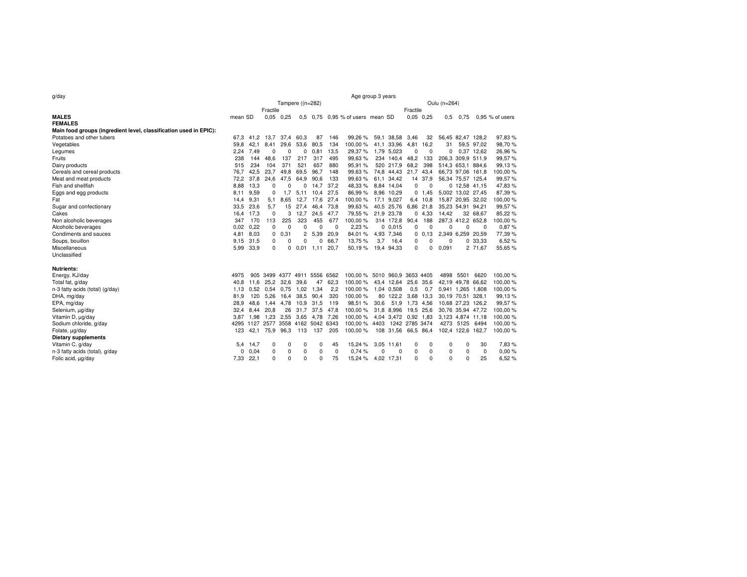g/day

Age group 3 years

| | Tampere ((n=282) | | | | | | | | Oulu (n=264) | | | | | | | |
|---|---|---|---|---|---|---|---|---|---|---|---|---|---|---|---|---|
| | | | Fractile | | | | | | | | Fractile | | | | | |
| **MALES** **FEMALES** | mean | SD | 0,05 | 0,25 | 0,5 | 0,75 | 0,95 | % of users | mean | SD | 0,05 | 0,25 | 0,5 | 0,75 | 0,95 | % of users |
| **Main food groups (ingredient level, classification used in EPIC):** | | | | | | | | | | | | | | | | |
| Potatoes and other tubers | 67,3 | 41,2 | 13,7 | 37,4 | 60,3 | 87 | 146 | 99,26 % | 59,1 | 38,58 | 3,46 | 32 | 56,45 | 82,47 | 128,2 | 97,83 % |
| Vegetables | 59,8 | 42,1 | 8,41 | 29,6 | 53,6 | 80,5 | 134 | 100,00 % | 41,1 | 33,96 | 4,81 | 16,2 | 31 | 59,5 | 97,02 | 98,70 % |
| Legumes | 2,24 | 7,49 | 0 | 0 | 0 | 0,81 | 13,5 | 29,37 % | 1,79 | 5,023 | 0 | 0 | 0 | 0,37 | 12,62 | 26,96 % |
| Fruits | 238 | 144 | 48,6 | 137 | 217 | 317 | 495 | 99,63 % | 234 | 140,4 | 48,2 | 133 | 206,3 | 309,9 | 511,9 | 99,57 % |
| Dairy products | 515 | 234 | 104 | 371 | 521 | 657 | 880 | 95,91 % | 520 | 217,9 | 68,2 | 398 | 514,3 | 653,1 | 884,6 | 99,13 % |
| Cereals and cereal products | 76,7 | 42,5 | 23,7 | 49,8 | 69,5 | 96,7 | 148 | 99,63 % | 74,8 | 44,43 | 21,7 | 43,4 | 66,73 | 97,06 | 161,8 | 100,00 % |
| Meat and meat products | 72,2 | 37,8 | 24,6 | 47,5 | 64,9 | 90,6 | 133 | 99,63 % | 61,1 | 34,42 | 14 | 37,9 | 56,34 | 75,57 | 125,4 | 99,57 % |
| Fish and shellfish | 8,88 | 13,3 | 0 | 0 | 0 | 14,7 | 37,2 | 48,33 % | 8,84 | 14,04 | 0 | 0 | 0 | 12,58 | 41,15 | 47,83 % |
| Eggs and egg products | 8,11 | 9,59 | 0 | 1,7 | 5,11 | 10,4 | 27,5 | 86,99 % | 8,96 | 10,29 | 0 | 1,45 | 5,002 | 13,02 | 27,45 | 87,39 % |
| Fat | 14,4 | 9,31 | 5,1 | 8,65 | 12,7 | 17,6 | 27,4 | 100,00 % | 17,1 | 9,027 | 6,4 | 10,8 | 15,87 | 20,95 | 32,02 | 100,00 % |
| Sugar and confectionary | 33,5 | 23,6 | 5,7 | 15 | 27,4 | 46,4 | 73,8 | 99,63 % | 40,5 | 25,76 | 6,86 | 21,8 | 35,23 | 54,91 | 94,21 | 99,57 % |
| Cakes | 16,4 | 17,3 | 0 | 3 | 12,7 | 24,5 | 47,7 | 79,55 % | 21,9 | 23,78 | 0 | 4,33 | 14,42 | 32 | 68,67 | 85,22 % |
| Non alcoholic beverages | 347 | 170 | 113 | 225 | 323 | 455 | 677 | 100,00 % | 314 | 172,8 | 90,4 | 188 | 287,3 | 412,2 | 652,8 | 100,00 % |
| Alcoholic beverages | 0,02 | 0,22 | 0 | 0 | 0 | 0 | 0 | 2,23 % | 0 | 0,015 | 0 | 0 | 0 | 0 | 0 | 0,87 % |
| Condiments and sauces | 4,81 | 8,03 | 0 | 0,31 | 2 | 5,39 | 20,9 | 84,01 % | 4,93 | 7,346 | 0 | 0,13 | 2,349 | 6,259 | 20,59 | 77,39 % |
| Soups, bouillon | 9,15 | 31,5 | 0 | 0 | 0 | 0 | 66,7 | 13,75 % | 3,7 | 16,4 | 0 | 0 | 0 | 0 | 33,33 | 6,52 % |
| Miscellaneous | 5,99 | 33,9 | 0 | 0 | 0,01 | 1,11 | 20,7 | 50,19 % | 19,4 | 94,33 | 0 | 0 | 0,091 | 2 | 71,67 | 55,65 % |
| Unclassified | | | | | | | | | | | | | | | | |
| **Nutrients:** | | | | | | | | | | | | | | | | |
| Energy, KJ/day | 4975 | 905 | 3499 | 4377 | 4911 | 5556 | 6562 | 100,00 % | 5010 | 960,9 | 3653 | 4405 | 4898 | 5501 | 6620 | 100,00 % |
| Total fat, g/day | 40,8 | 11,6 | 25,2 | 32,6 | 39,6 | 47 | 62,3 | 100,00 % | 43,4 | 12,64 | 25,6 | 35,6 | 42,19 | 49,78 | 66,62 | 100,00 % |
| n-3 fatty acids (total) (g/day) | 1,13 | 0,52 | 0,54 | 0,75 | 1,02 | 1,34 | 2,2 | 100,00 % | 1,04 | 0,508 | 0,5 | 0,7 | 0,941 | 1,265 | 1,808 | 100,00 % |
| DHA, mg/day | 81,9 | 120 | 5,26 | 16,4 | 38,5 | 90,4 | 320 | 100,00 % | 80 | 122,2 | 3,68 | 13,3 | 30,19 | 70,51 | 328,1 | 99,13 % |
| EPA, mg/day | 28,9 | 48,6 | 1,44 | 4,78 | 10,9 | 31,5 | 119 | 98,51 % | 30,6 | 51,9 | 1,73 | 4,56 | 10,68 | 27,23 | 126,2 | 99,57 % |
| Selenium, µg/day | 32,4 | 8,44 | 20,8 | 26 | 31,7 | 37,5 | 47,8 | 100,00 % | 31,8 | 8,996 | 19,5 | 25,6 | 30,76 | 35,94 | 47,72 | 100,00 % |
| Vitamin D, µg/day | 3,87 | 1,98 | 1,23 | 2,55 | 3,65 | 4,78 | 7,26 | 100,00 % | 4,04 | 3,472 | 0,92 | 1,83 | 3,123 | 4,874 | 11,18 | 100,00 % |
| Sodium chloride, g/day | 4295 | 1127 | 2577 | 3558 | 4162 | 5042 | 6343 | 100,00 % | 4403 | 1242 | 2785 | 3474 | 4273 | 5125 | 6494 | 100,00 % |
| Folate, µg/day | 123 | 42,1 | 75,9 | 96,3 | 113 | 137 | 205 | 100,00 % | 108 | 31,56 | 66,5 | 86,4 | 102,4 | 122,6 | 162,7 | 100,00 % |
| **Dietary supplements** | | | | | | | | | | | | | | | | |
| Vitamin C, g/day | 5,4 | 14,7 | 0 | 0 | 0 | 0 | 45 | 15,24 % | 3,05 | 11,61 | 0 | 0 | 0 | 0 | 30 | 7,83 % |
| n-3 fatty acids (total), g/day | 0 | 0,04 | 0 | 0 | 0 | 0 | 0 | 0,74 % | 0 | 0 | 0 | 0 | 0 | 0 | 0 | 0,00 % |
| Folic acid, µg/day | 7,33 | 22,1 | 0 | 0 | 0 | 0 | 75 | 15,24 % | 4,02 | 17,31 | 0 | 0 | 0 | 0 | 25 | 6,52 % |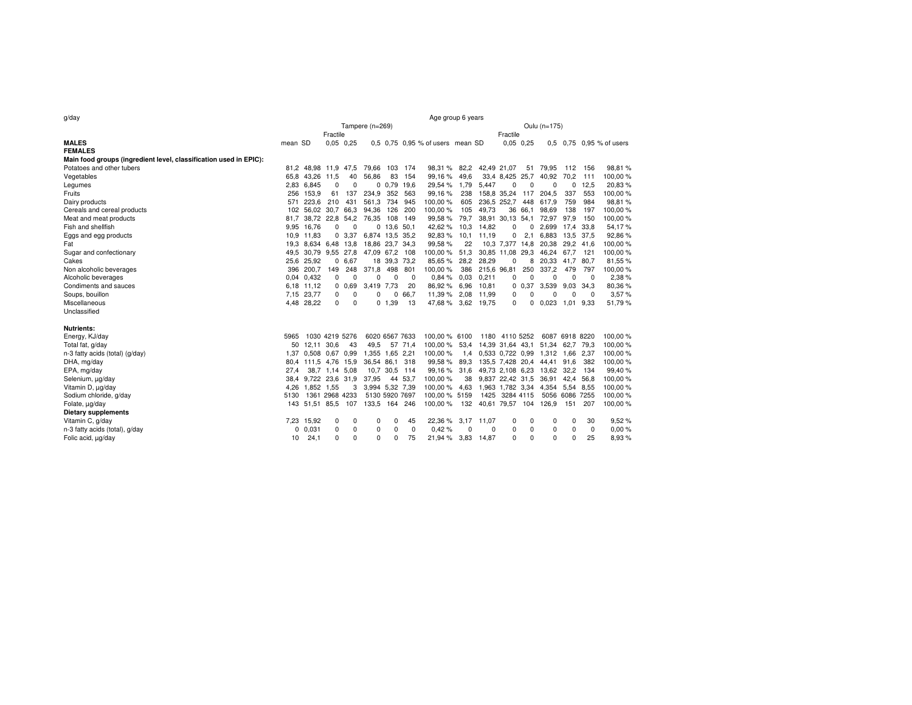g/day

| | Age group 6 years | | | | | | | | | | | | | | | | |
|---|---|---|---|---|---|---|---|---|---|---|---|---|---|---|---|---|---|
| | Tampere (n=269) | | | | | | | | Oulu (n=175) | | | | | | | | |
| | | | Fractile | | | | | | | | Fractile | | | | | | |
| **MALES** | mean | SD | 0,05 | 0,25 | 0,5 | 0,75 | 0,95 | % of users | mean | SD | 0,05 | 0,25 | 0,5 | 0,75 | 0,95 | % of users | |
| **FEMALES** | | | | | | | | | | | | | | | | | |
| **Main food groups (ingredient level, classification used in EPIC):** | | | | | | | | | | | | | | | | | |
| Potatoes and other tubers | 81,2 | 48,98 | 11,9 | 47,5 | 79,66 | 103 | 174 | 98,31 % | 82,2 | 42,49 | 21,07 | 51 | 79,95 | 112 | 156 | 98,81 % | |
| Vegetables | 65,8 | 43,26 | 11,5 | 40 | 56,86 | 83 | 154 | 99,16 % | 49,6 | 33,4 | 8,425 | 25,7 | 40,92 | 70,2 | 111 | 100,00 % | |
| Legumes | 2,83 | 6,845 | 0 | 0 | 0 | 0,79 | 19,6 | 29,54 % | 1,79 | 5,447 | 0 | 0 | 0 | 0 | 12,5 | 20,83 % | |
| Fruits | 256 | 153,9 | 61 | 137 | 234,9 | 352 | 563 | 99,16 % | 238 | 158,8 | 35,24 | 117 | 204,5 | 337 | 553 | 100,00 % | |
| Dairy products | 571 | 223,6 | 210 | 431 | 561,3 | 734 | 945 | 100,00 % | 605 | 236,5 | 252,7 | 448 | 617,9 | 759 | 984 | 98,81 % | |
| Cereals and cereal products | 102 | 56,02 | 30,7 | 66,3 | 94,36 | 126 | 200 | 100,00 % | 105 | 49,73 | 36 | 66,1 | 98,69 | 138 | 197 | 100,00 % | |
| Meat and meat products | 81,7 | 38,72 | 22,8 | 54,2 | 76,35 | 108 | 149 | 99,58 % | 79,7 | 38,91 | 30,13 | 54,1 | 72,97 | 97,9 | 150 | 100,00 % | |
| Fish and shellfish | 9,95 | 16,76 | 0 | 0 | 0 | 13,6 | 50,1 | 42,62 % | 10,3 | 14,82 | 0 | 0 | 2,699 | 17,4 | 33,8 | 54,17 % | |
| Eggs and egg products | 10,9 | 11,83 | 0 | 3,37 | 6,874 | 13,5 | 35,2 | 92,83 % | 10,1 | 11,19 | 0 | 2,1 | 6,883 | 13,5 | 37,5 | 92,86 % | |
| Fat | 19,3 | 8,634 | 6,48 | 13,8 | 18,86 | 23,7 | 34,3 | 99,58 % | 22 | 10,3 | 7,377 | 14,8 | 20,38 | 29,2 | 41,6 | 100,00 % | |
| Sugar and confectionary | 49,5 | 30,79 | 9,55 | 27,8 | 47,09 | 67,2 | 108 | 100,00 % | 51,3 | 30,85 | 11,08 | 29,3 | 46,24 | 67,7 | 121 | 100,00 % | |
| Cakes | 25,6 | 25,92 | 0 | 6,67 | 18 | 39,3 | 73,2 | 85,65 % | 28,2 | 28,29 | 0 | 8 | 20,33 | 41,7 | 80,7 | 81,55 % | |
| Non alcoholic beverages | 396 | 200,7 | 149 | 248 | 371,8 | 498 | 801 | 100,00 % | 386 | 215,6 | 96,81 | 250 | 337,2 | 479 | 797 | 100,00 % | |
| Alcoholic beverages | 0,04 | 0,432 | 0 | 0 | 0 | 0 | 0 | 0,84 % | 0,03 | 0,211 | 0 | 0 | 0 | 0 | 0 | 2,38 % | |
| Condiments and sauces | 6,18 | 11,12 | 0 | 0,69 | 3,419 | 7,73 | 20 | 86,92 % | 6,96 | 10,81 | 0 | 0,37 | 3,539 | 9,03 | 34,3 | 80,36 % | |
| Soups, bouillon | 7,15 | 23,77 | 0 | 0 | 0 | 0 | 66,7 | 11,39 % | 2,08 | 11,99 | 0 | 0 | 0 | 0 | 0 | 3,57 % | |
| Miscellaneous | 4,48 | 28,22 | 0 | 0 | 0 | 1,39 | 13 | 47,68 % | 3,62 | 19,75 | 0 | 0 | 0,023 | 1,01 | 9,33 | 51,79 % | |
| Unclassified | | | | | | | | | | | | | | | | | |
| | | | | | | | | | | | | | | | | | |
| **Nutrients:** | | | | | | | | | | | | | | | | | |
| Energy, KJ/day | 5965 | 1030 | 4219 | 5276 | 6020 | 6567 | 7633 | 100,00 % | 6100 | 1180 | 4110 | 5252 | 6087 | 6918 | 8220 | 100,00 % | |
| Total fat, g/day | 50 | 12,11 | 30,6 | 43 | 49,5 | 57 | 71,4 | 100,00 % | 53,4 | 14,39 | 31,64 | 43,1 | 51,34 | 62,7 | 79,3 | 100,00 % | |
| n-3 fatty acids (total) (g/day) | 1,37 | 0,508 | 0,67 | 0,99 | 1,355 | 1,65 | 2,21 | 100,00 % | 1,4 | 0,533 | 0,722 | 0,99 | 1,312 | 1,66 | 2,37 | 100,00 % | |
| DHA, mg/day | 80,4 | 111,5 | 4,76 | 15,9 | 36,54 | 86,1 | 318 | 99,58 % | 89,3 | 135,5 | 7,428 | 20,4 | 44,41 | 91,6 | 382 | 100,00 % | |
| EPA, mg/day | 27,4 | 38,7 | 1,14 | 5,08 | 10,7 | 30,5 | 114 | 99,16 % | 31,6 | 49,73 | 2,108 | 6,23 | 13,62 | 32,2 | 134 | 99,40 % | |
| Selenium, µg/day | 38,4 | 9,722 | 23,6 | 31,9 | 37,95 | 44 | 53,7 | 100,00 % | 38 | 9,837 | 22,42 | 31,5 | 36,91 | 42,4 | 56,8 | 100,00 % | |
| Vitamin D, µg/day | 4,26 | 1,852 | 1,55 | 3 | 3,994 | 5,32 | 7,39 | 100,00 % | 4,63 | 1,963 | 1,782 | 3,34 | 4,354 | 5,54 | 8,55 | 100,00 % | |
| Sodium chloride, g/day | 5130 | 1361 | 2968 | 4233 | 5130 | 5920 | 7697 | 100,00 % | 5159 | 1425 | 3284 | 4115 | 5056 | 6086 | 7255 | 100,00 % | |
| Folate, µg/day | 143 | 51,51 | 85,5 | 107 | 133,5 | 164 | 246 | 100,00 % | 132 | 40,61 | 79,57 | 104 | 126,9 | 151 | 207 | 100,00 % | |
| **Dietary supplements** | | | | | | | | | | | | | | | | | |
| Vitamin C, g/day | 7,23 | 15,92 | 0 | 0 | 0 | 0 | 45 | 22,36 % | 3,17 | 11,07 | 0 | 0 | 0 | 0 | 30 | 9,52 % | |
| n-3 fatty acids (total), g/day | 0 | 0,031 | 0 | 0 | 0 | 0 | 0 | 0,42 % | 0 | 0 | 0 | 0 | 0 | 0 | 0 | 0,00 % | |
| Folic acid, µg/day | 10 | 24,1 | 0 | 0 | 0 | 0 | 75 | 21,94 % | 3,83 | 14,87 | 0 | 0 | 0 | 0 | 25 | 8,93 % | |